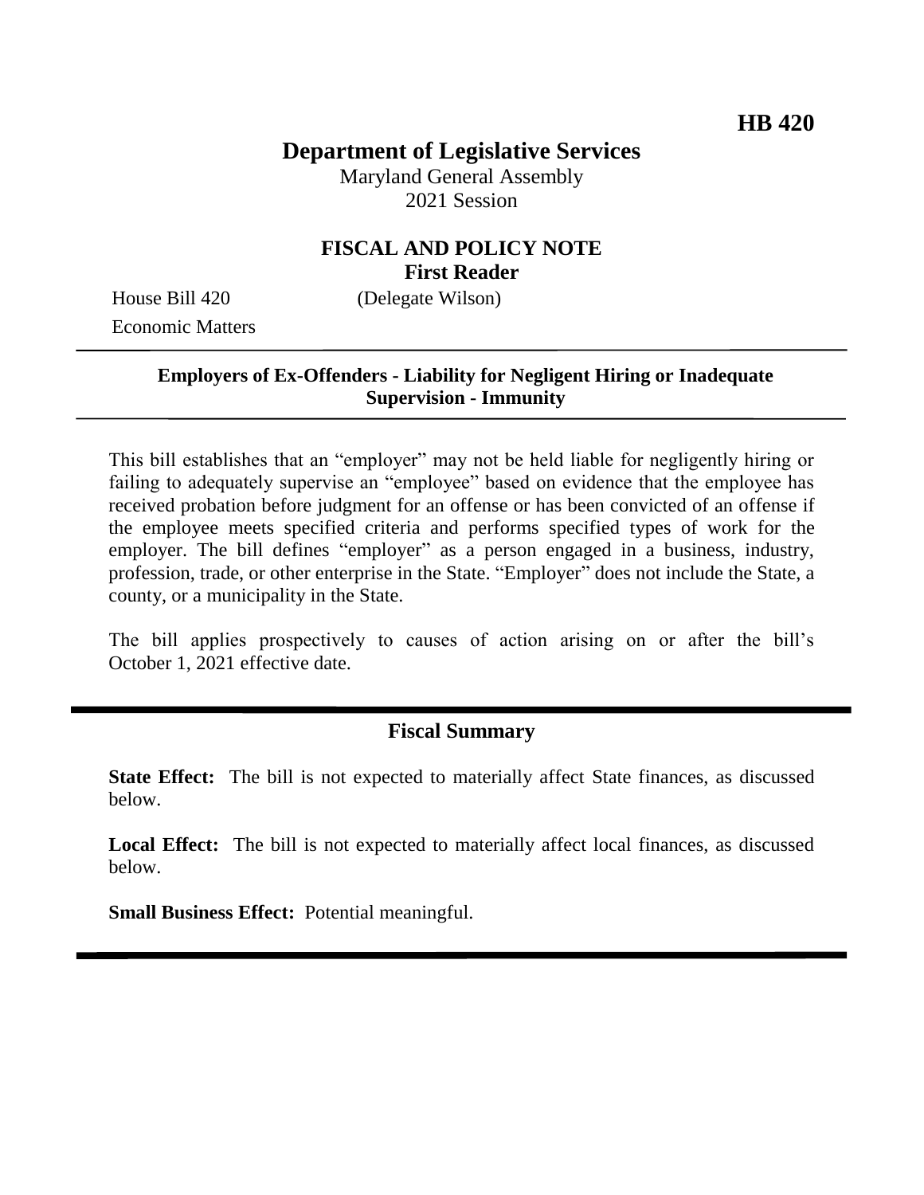**HB 420**

# Department of Legislative Services

Maryland General Assembly
2021 Session

## FISCAL AND POLICY NOTE
**First Reader**

House Bill 420 (Delegate Wilson)
Economic Matters

**Employers of Ex-Offenders - Liability for Negligent Hiring or Inadequate Supervision - Immunity**

This bill establishes that an "employer" may not be held liable for negligently hiring or failing to adequately supervise an "employee" based on evidence that the employee has received probation before judgment for an offense or has been convicted of an offense if the employee meets specified criteria and performs specified types of work for the employer. The bill defines "employer" as a person engaged in a business, industry, profession, trade, or other enterprise in the State. "Employer" does not include the State, a county, or a municipality in the State.

The bill applies prospectively to causes of action arising on or after the bill's October 1, 2021 effective date.

## Fiscal Summary

**State Effect:** The bill is not expected to materially affect State finances, as discussed below.

**Local Effect:** The bill is not expected to materially affect local finances, as discussed below.

**Small Business Effect:** Potential meaningful.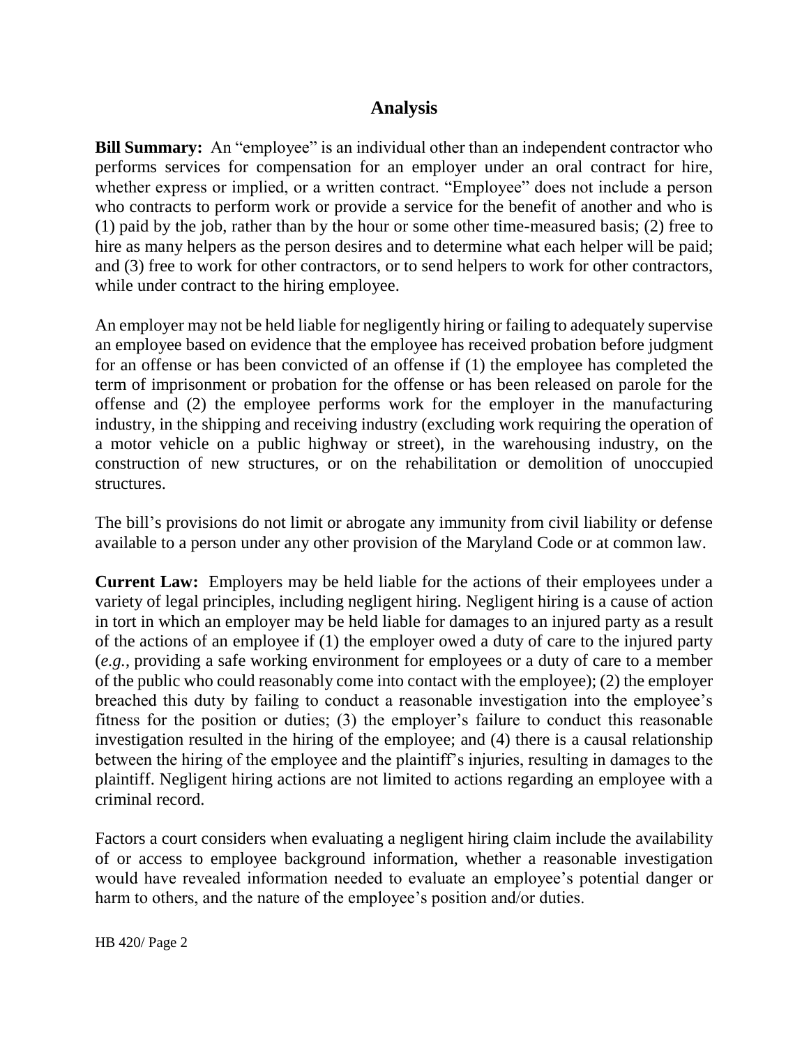## Analysis

**Bill Summary:** An "employee" is an individual other than an independent contractor who performs services for compensation for an employer under an oral contract for hire, whether express or implied, or a written contract. "Employee" does not include a person who contracts to perform work or provide a service for the benefit of another and who is (1) paid by the job, rather than by the hour or some other time-measured basis; (2) free to hire as many helpers as the person desires and to determine what each helper will be paid; and (3) free to work for other contractors, or to send helpers to work for other contractors, while under contract to the hiring employee.

An employer may not be held liable for negligently hiring or failing to adequately supervise an employee based on evidence that the employee has received probation before judgment for an offense or has been convicted of an offense if (1) the employee has completed the term of imprisonment or probation for the offense or has been released on parole for the offense and (2) the employee performs work for the employer in the manufacturing industry, in the shipping and receiving industry (excluding work requiring the operation of a motor vehicle on a public highway or street), in the warehousing industry, on the construction of new structures, or on the rehabilitation or demolition of unoccupied structures.

The bill's provisions do not limit or abrogate any immunity from civil liability or defense available to a person under any other provision of the Maryland Code or at common law.

**Current Law:** Employers may be held liable for the actions of their employees under a variety of legal principles, including negligent hiring. Negligent hiring is a cause of action in tort in which an employer may be held liable for damages to an injured party as a result of the actions of an employee if (1) the employer owed a duty of care to the injured party (*e.g.*, providing a safe working environment for employees or a duty of care to a member of the public who could reasonably come into contact with the employee); (2) the employer breached this duty by failing to conduct a reasonable investigation into the employee's fitness for the position or duties; (3) the employer's failure to conduct this reasonable investigation resulted in the hiring of the employee; and (4) there is a causal relationship between the hiring of the employee and the plaintiff's injuries, resulting in damages to the plaintiff. Negligent hiring actions are not limited to actions regarding an employee with a criminal record.

Factors a court considers when evaluating a negligent hiring claim include the availability of or access to employee background information, whether a reasonable investigation would have revealed information needed to evaluate an employee's potential danger or harm to others, and the nature of the employee's position and/or duties.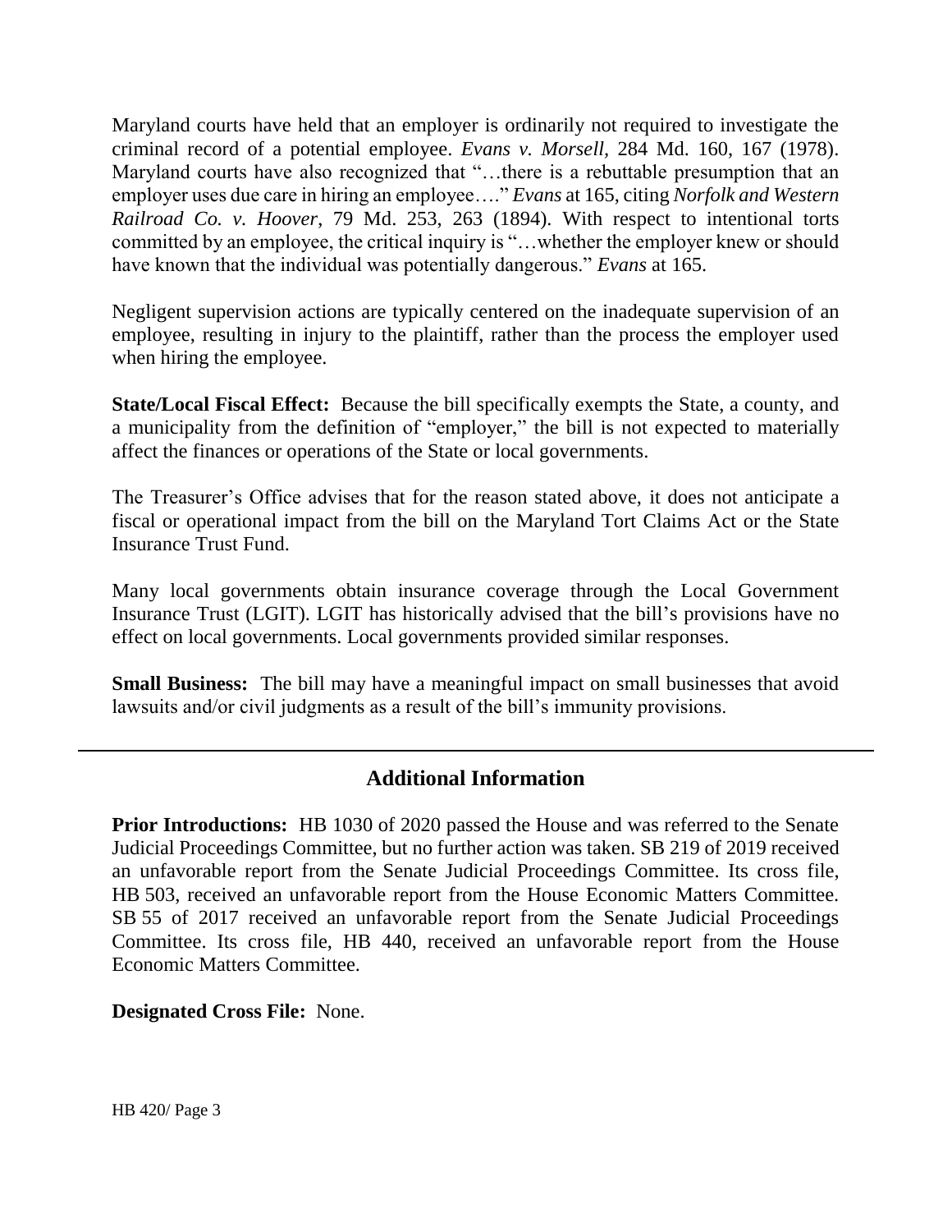Maryland courts have held that an employer is ordinarily not required to investigate the criminal record of a potential employee. *Evans v. Morsell*, 284 Md. 160, 167 (1978). Maryland courts have also recognized that "…there is a rebuttable presumption that an employer uses due care in hiring an employee…." *Evans* at 165, citing *Norfolk and Western Railroad Co. v. Hoover*, 79 Md. 253, 263 (1894). With respect to intentional torts committed by an employee, the critical inquiry is "…whether the employer knew or should have known that the individual was potentially dangerous." *Evans* at 165.

Negligent supervision actions are typically centered on the inadequate supervision of an employee, resulting in injury to the plaintiff, rather than the process the employer used when hiring the employee.

**State/Local Fiscal Effect:** Because the bill specifically exempts the State, a county, and a municipality from the definition of "employer," the bill is not expected to materially affect the finances or operations of the State or local governments.

The Treasurer's Office advises that for the reason stated above, it does not anticipate a fiscal or operational impact from the bill on the Maryland Tort Claims Act or the State Insurance Trust Fund.

Many local governments obtain insurance coverage through the Local Government Insurance Trust (LGIT). LGIT has historically advised that the bill's provisions have no effect on local governments. Local governments provided similar responses.

**Small Business:** The bill may have a meaningful impact on small businesses that avoid lawsuits and/or civil judgments as a result of the bill's immunity provisions.

## Additional Information

**Prior Introductions:** HB 1030 of 2020 passed the House and was referred to the Senate Judicial Proceedings Committee, but no further action was taken. SB 219 of 2019 received an unfavorable report from the Senate Judicial Proceedings Committee. Its cross file, HB 503, received an unfavorable report from the House Economic Matters Committee. SB 55 of 2017 received an unfavorable report from the Senate Judicial Proceedings Committee. Its cross file, HB 440, received an unfavorable report from the House Economic Matters Committee.

**Designated Cross File:** None.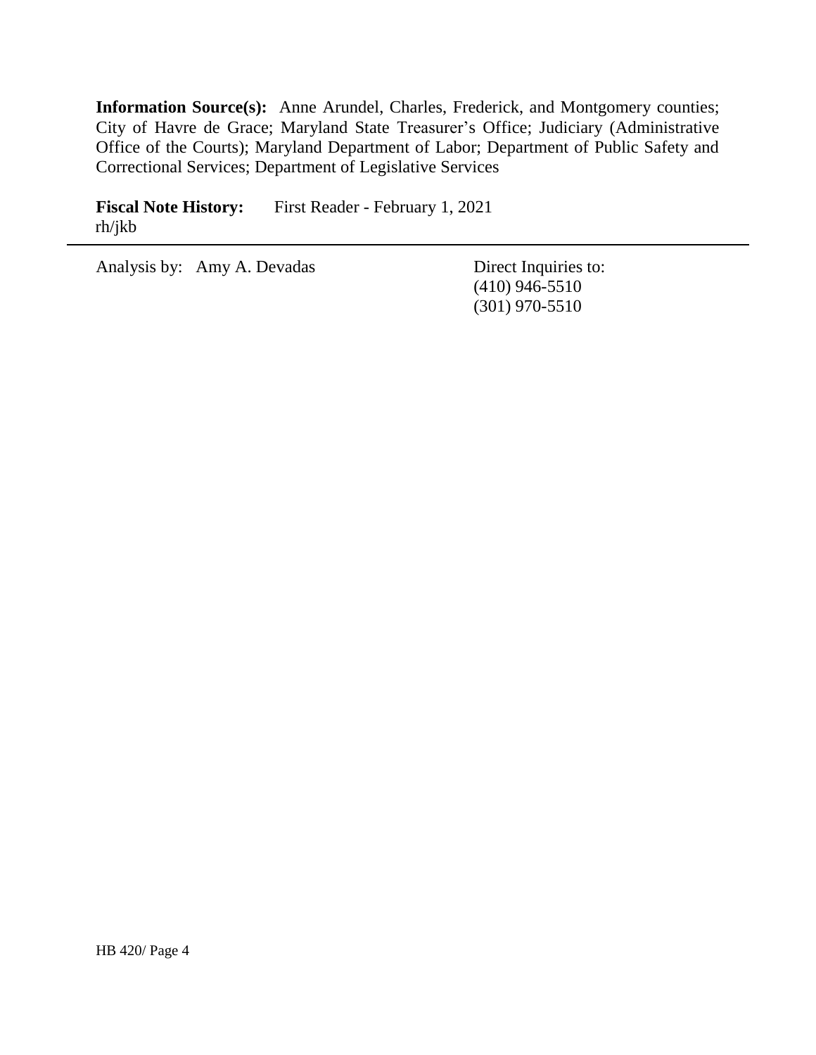**Information Source(s):** Anne Arundel, Charles, Frederick, and Montgomery counties; City of Havre de Grace; Maryland State Treasurer's Office; Judiciary (Administrative Office of the Courts); Maryland Department of Labor; Department of Public Safety and Correctional Services; Department of Legislative Services

**Fiscal Note History:** First Reader - February 1, 2021
rh/jkb

---

Analysis by: Amy A. Devadas

Direct Inquiries to:
(410) 946-5510
(301) 970-5510